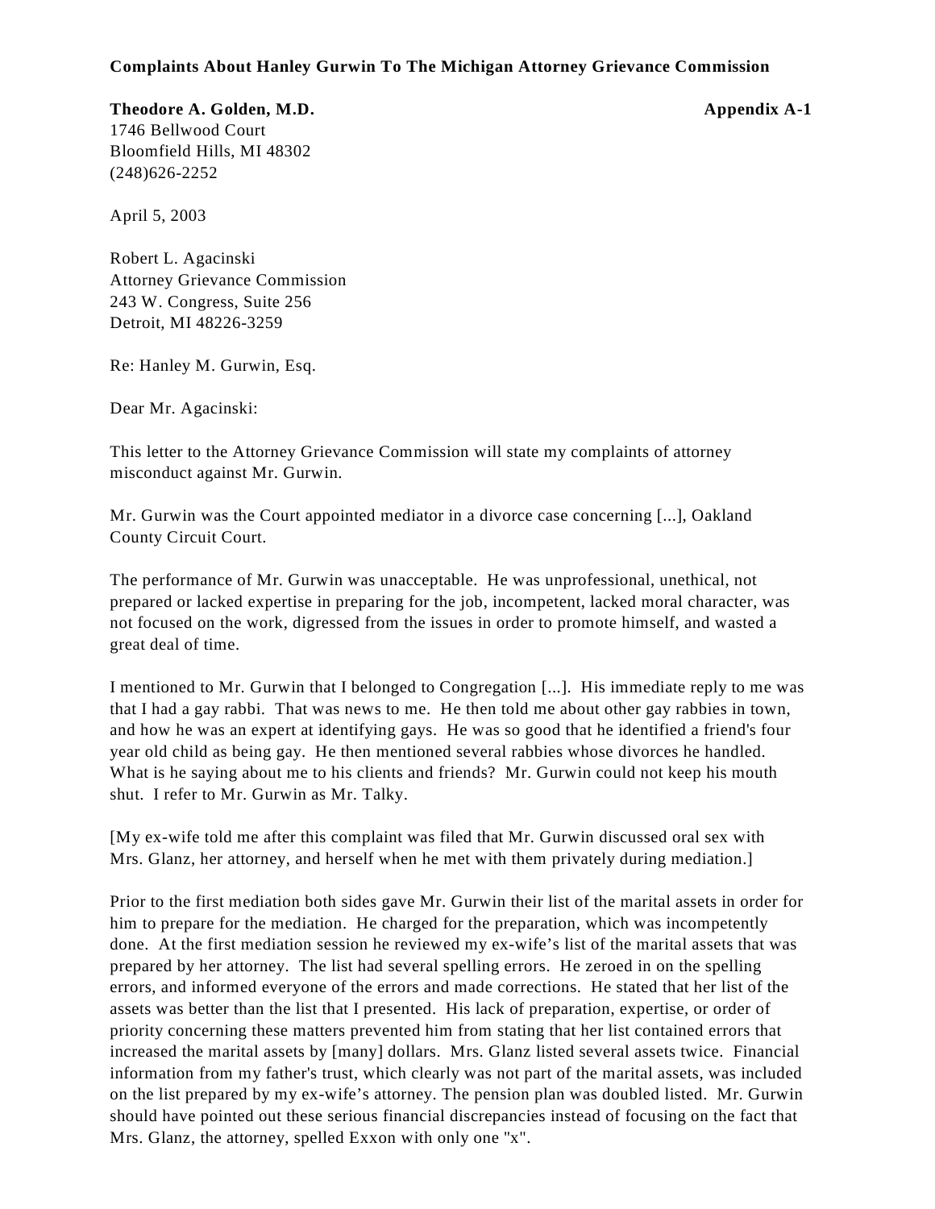**Complaints About Hanley Gurwin To The Michigan Attorney Grievance Commission**

**Theodore A. Golden, M.D.** **Appendix A-1**
1746 Bellwood Court
Bloomfield Hills, MI 48302
(248)626-2252

April 5, 2003

Robert L. Agacinski
Attorney Grievance Commission
243 W. Congress, Suite 256
Detroit, MI 48226-3259

Re: Hanley M. Gurwin, Esq.

Dear Mr. Agacinski:

This letter to the Attorney Grievance Commission will state my complaints of attorney misconduct against Mr. Gurwin.

Mr. Gurwin was the Court appointed mediator in a divorce case concerning [...], Oakland County Circuit Court.

The performance of Mr. Gurwin was unacceptable. He was unprofessional, unethical, not prepared or lacked expertise in preparing for the job, incompetent, lacked moral character, was not focused on the work, digressed from the issues in order to promote himself, and wasted a great deal of time.

I mentioned to Mr. Gurwin that I belonged to Congregation [...]. His immediate reply to me was that I had a gay rabbi. That was news to me. He then told me about other gay rabbies in town, and how he was an expert at identifying gays. He was so good that he identified a friend's four year old child as being gay. He then mentioned several rabbies whose divorces he handled. What is he saying about me to his clients and friends? Mr. Gurwin could not keep his mouth shut. I refer to Mr. Gurwin as Mr. Talky.

[My ex-wife told me after this complaint was filed that Mr. Gurwin discussed oral sex with Mrs. Glanz, her attorney, and herself when he met with them privately during mediation.]

Prior to the first mediation both sides gave Mr. Gurwin their list of the marital assets in order for him to prepare for the mediation. He charged for the preparation, which was incompetently done. At the first mediation session he reviewed my ex-wife's list of the marital assets that was prepared by her attorney. The list had several spelling errors. He zeroed in on the spelling errors, and informed everyone of the errors and made corrections. He stated that her list of the assets was better than the list that I presented. His lack of preparation, expertise, or order of priority concerning these matters prevented him from stating that her list contained errors that increased the marital assets by [many] dollars. Mrs. Glanz listed several assets twice. Financial information from my father's trust, which clearly was not part of the marital assets, was included on the list prepared by my ex-wife's attorney. The pension plan was doubled listed. Mr. Gurwin should have pointed out these serious financial discrepancies instead of focusing on the fact that Mrs. Glanz, the attorney, spelled Exxon with only one "x".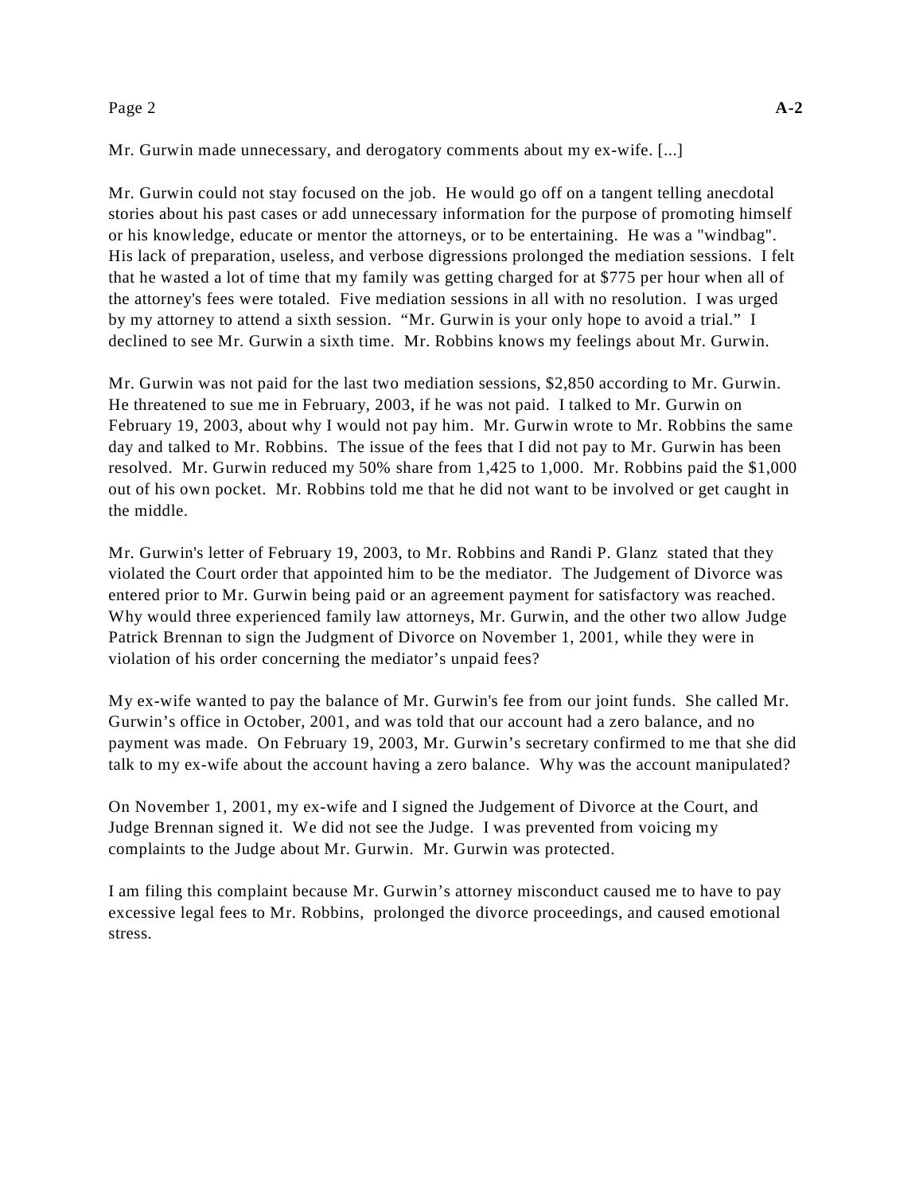Mr. Gurwin made unnecessary, and derogatory comments about my ex-wife. [...]

Mr. Gurwin could not stay focused on the job. He would go off on a tangent telling anecdotal stories about his past cases or add unnecessary information for the purpose of promoting himself or his knowledge, educate or mentor the attorneys, or to be entertaining. He was a "windbag". His lack of preparation, useless, and verbose digressions prolonged the mediation sessions. I felt that he wasted a lot of time that my family was getting charged for at $775 per hour when all of the attorney's fees were totaled. Five mediation sessions in all with no resolution. I was urged by my attorney to attend a sixth session. "Mr. Gurwin is your only hope to avoid a trial." I declined to see Mr. Gurwin a sixth time. Mr. Robbins knows my feelings about Mr. Gurwin.

Mr. Gurwin was not paid for the last two mediation sessions, $2,850 according to Mr. Gurwin. He threatened to sue me in February, 2003, if he was not paid. I talked to Mr. Gurwin on February 19, 2003, about why I would not pay him. Mr. Gurwin wrote to Mr. Robbins the same day and talked to Mr. Robbins. The issue of the fees that I did not pay to Mr. Gurwin has been resolved. Mr. Gurwin reduced my 50% share from 1,425 to 1,000. Mr. Robbins paid the $1,000 out of his own pocket. Mr. Robbins told me that he did not want to be involved or get caught in the middle.

Mr. Gurwin's letter of February 19, 2003, to Mr. Robbins and Randi P. Glanz stated that they violated the Court order that appointed him to be the mediator. The Judgement of Divorce was entered prior to Mr. Gurwin being paid or an agreement payment for satisfactory was reached. Why would three experienced family law attorneys, Mr. Gurwin, and the other two allow Judge Patrick Brennan to sign the Judgment of Divorce on November 1, 2001, while they were in violation of his order concerning the mediator's unpaid fees?

My ex-wife wanted to pay the balance of Mr. Gurwin's fee from our joint funds. She called Mr. Gurwin's office in October, 2001, and was told that our account had a zero balance, and no payment was made. On February 19, 2003, Mr. Gurwin's secretary confirmed to me that she did talk to my ex-wife about the account having a zero balance. Why was the account manipulated?

On November 1, 2001, my ex-wife and I signed the Judgement of Divorce at the Court, and Judge Brennan signed it. We did not see the Judge. I was prevented from voicing my complaints to the Judge about Mr. Gurwin. Mr. Gurwin was protected.

I am filing this complaint because Mr. Gurwin's attorney misconduct caused me to have to pay excessive legal fees to Mr. Robbins, prolonged the divorce proceedings, and caused emotional stress.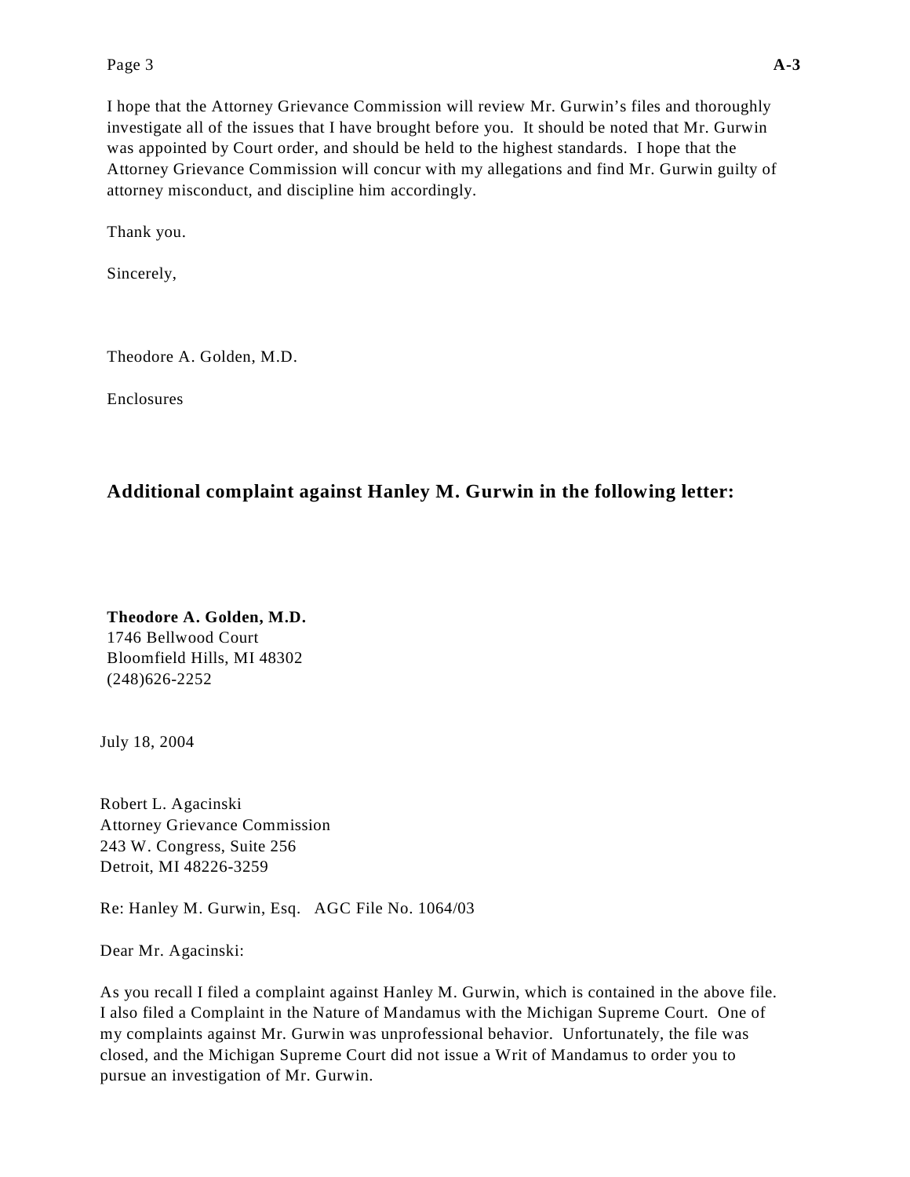I hope that the Attorney Grievance Commission will review Mr. Gurwin's files and thoroughly investigate all of the issues that I have brought before you. It should be noted that Mr. Gurwin was appointed by Court order, and should be held to the highest standards. I hope that the Attorney Grievance Commission will concur with my allegations and find Mr. Gurwin guilty of attorney misconduct, and discipline him accordingly.

Thank you.

Sincerely,

Theodore A. Golden, M.D.

Enclosures

## Additional complaint against Hanley M. Gurwin in the following letter:

**Theodore A. Golden, M.D.**
1746 Bellwood Court
Bloomfield Hills, MI 48302
(248)626-2252

July 18, 2004

Robert L. Agacinski
Attorney Grievance Commission
243 W. Congress, Suite 256
Detroit, MI 48226-3259

Re: Hanley M. Gurwin, Esq. AGC File No. 1064/03

Dear Mr. Agacinski:

As you recall I filed a complaint against Hanley M. Gurwin, which is contained in the above file. I also filed a Complaint in the Nature of Mandamus with the Michigan Supreme Court. One of my complaints against Mr. Gurwin was unprofessional behavior. Unfortunately, the file was closed, and the Michigan Supreme Court did not issue a Writ of Mandamus to order you to pursue an investigation of Mr. Gurwin.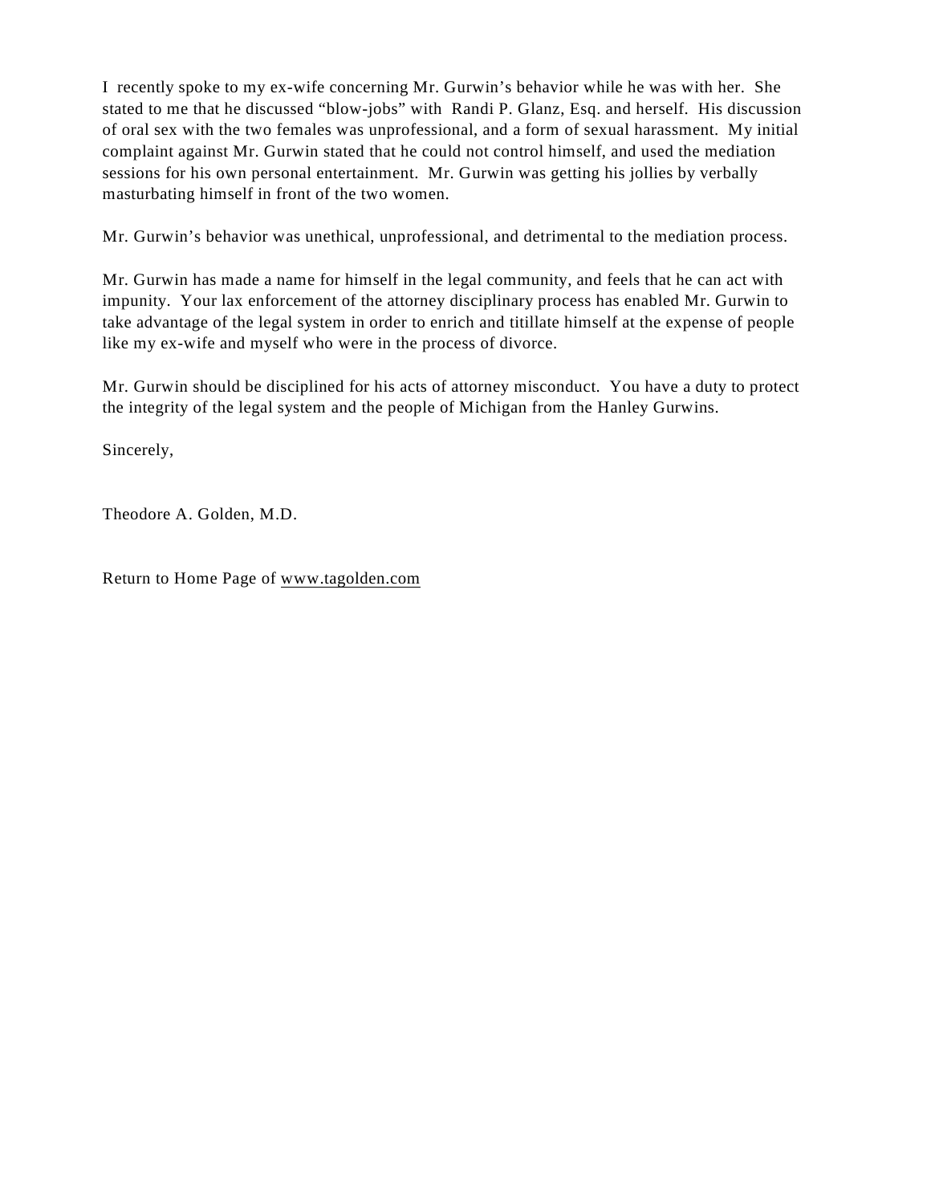I recently spoke to my ex-wife concerning Mr. Gurwin's behavior while he was with her. She stated to me that he discussed "blow-jobs" with Randi P. Glanz, Esq. and herself. His discussion of oral sex with the two females was unprofessional, and a form of sexual harassment. My initial complaint against Mr. Gurwin stated that he could not control himself, and used the mediation sessions for his own personal entertainment. Mr. Gurwin was getting his jollies by verbally masturbating himself in front of the two women.

Mr. Gurwin's behavior was unethical, unprofessional, and detrimental to the mediation process.

Mr. Gurwin has made a name for himself in the legal community, and feels that he can act with impunity. Your lax enforcement of the attorney disciplinary process has enabled Mr. Gurwin to take advantage of the legal system in order to enrich and titillate himself at the expense of people like my ex-wife and myself who were in the process of divorce.

Mr. Gurwin should be disciplined for his acts of attorney misconduct. You have a duty to protect the integrity of the legal system and the people of Michigan from the Hanley Gurwins.

Sincerely,

Theodore A. Golden, M.D.

Return to Home Page of www.tagolden.com